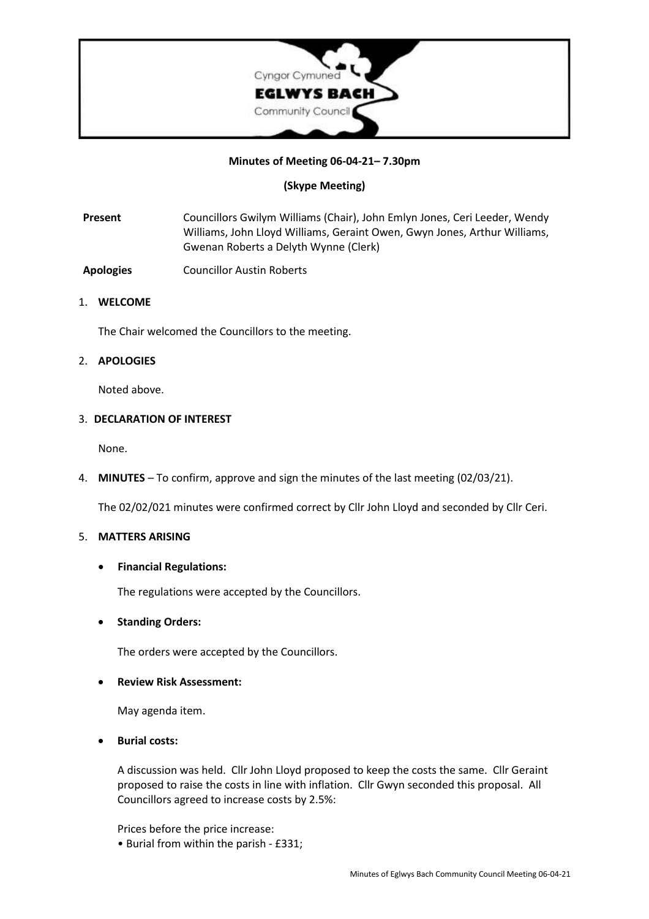Cyngor Cymuned
**EGLWYS BACH**
Community Council

**Minutes of Meeting 06-04-21– 7.30pm**

**(Skype Meeting)**

**Present** Councillors Gwilym Williams (Chair), John Emlyn Jones, Ceri Leeder, Wendy Williams, John Lloyd Williams, Geraint Owen, Gwyn Jones, Arthur Williams, Gwenan Roberts a Delyth Wynne (Clerk)

**Apologies** Councillor Austin Roberts

1. **WELCOME**

   The Chair welcomed the Councillors to the meeting.

2. **APOLOGIES**

   Noted above.

3. **DECLARATION OF INTEREST**

   None.

4. **MINUTES** – To confirm, approve and sign the minutes of the last meeting (02/03/21).

   The 02/02/021 minutes were confirmed correct by Cllr John Lloyd and seconded by Cllr Ceri.

5. **MATTERS ARISING**

   - **Financial Regulations:**

     The regulations were accepted by the Councillors.

   - **Standing Orders:**

     The orders were accepted by the Councillors.

   - **Review Risk Assessment:**

     May agenda item.

   - **Burial costs:**

     A discussion was held. Cllr John Lloyd proposed to keep the costs the same. Cllr Geraint proposed to raise the costs in line with inflation. Cllr Gwyn seconded this proposal. All Councillors agreed to increase costs by 2.5%:

     Prices before the price increase:
     • Burial from within the parish - £331;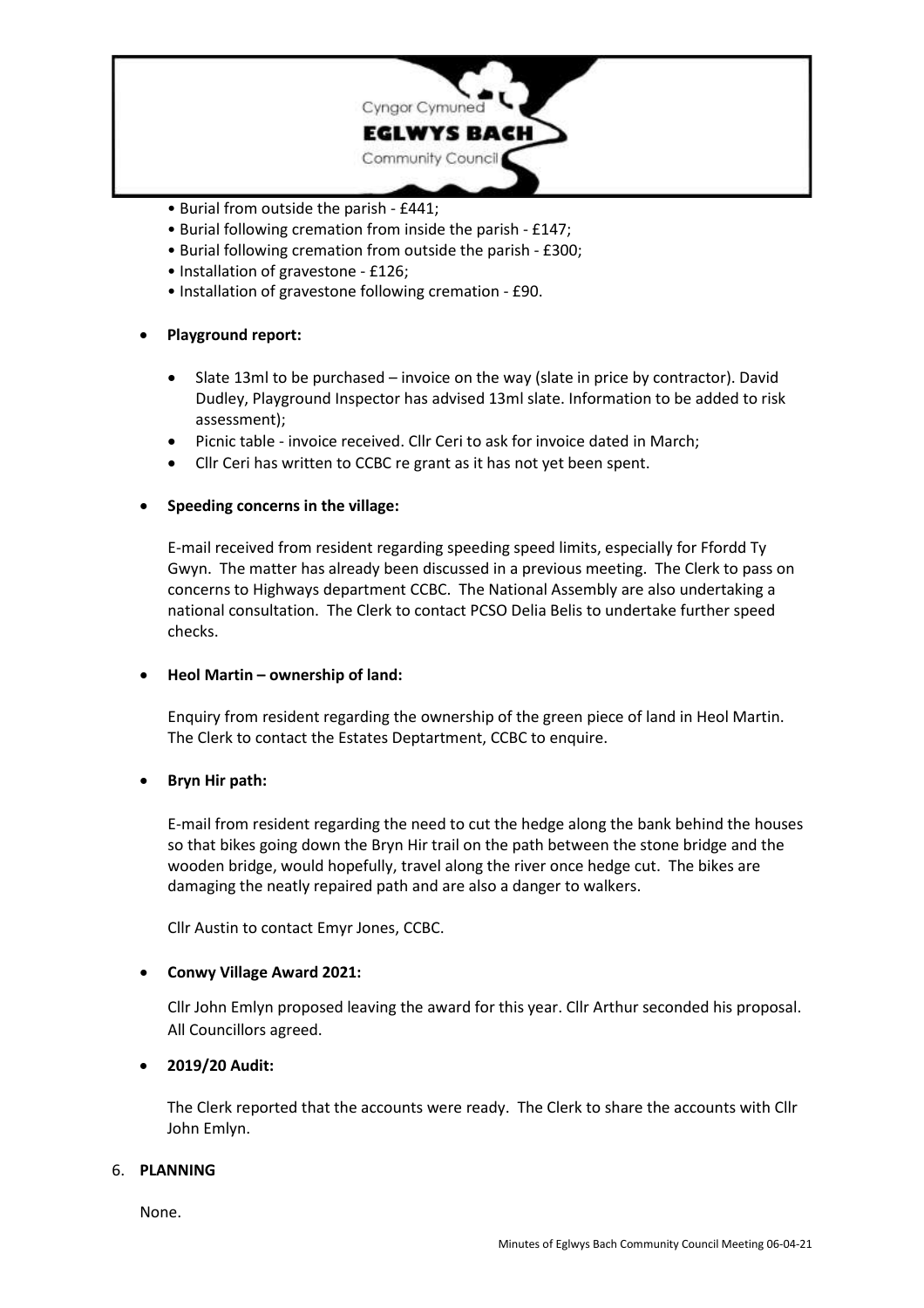- Burial from outside the parish - £441;
- Burial following cremation from inside the parish - £147;
- Burial following cremation from outside the parish - £300;
- Installation of gravestone - £126;
- Installation of gravestone following cremation - £90.

- **Playground report:**

  - Slate 13ml to be purchased – invoice on the way (slate in price by contractor). David Dudley, Playground Inspector has advised 13ml slate. Information to be added to risk assessment);
  - Picnic table - invoice received. Cllr Ceri to ask for invoice dated in March;
  - Cllr Ceri has written to CCBC re grant as it has not yet been spent.

- **Speeding concerns in the village:**

  E-mail received from resident regarding speeding speed limits, especially for Ffordd Ty Gwyn. The matter has already been discussed in a previous meeting. The Clerk to pass on concerns to Highways department CCBC. The National Assembly are also undertaking a national consultation. The Clerk to contact PCSO Delia Belis to undertake further speed checks.

- **Heol Martin – ownership of land:**

  Enquiry from resident regarding the ownership of the green piece of land in Heol Martin. The Clerk to contact the Estates Deptartment, CCBC to enquire.

- **Bryn Hir path:**

  E-mail from resident regarding the need to cut the hedge along the bank behind the houses so that bikes going down the Bryn Hir trail on the path between the stone bridge and the wooden bridge, would hopefully, travel along the river once hedge cut. The bikes are damaging the neatly repaired path and are also a danger to walkers.

  Cllr Austin to contact Emyr Jones, CCBC.

- **Conwy Village Award 2021:**

  Cllr John Emlyn proposed leaving the award for this year. Cllr Arthur seconded his proposal. All Councillors agreed.

- **2019/20 Audit:**

  The Clerk reported that the accounts were ready. The Clerk to share the accounts with Cllr John Emlyn.

6. **PLANNING**

None.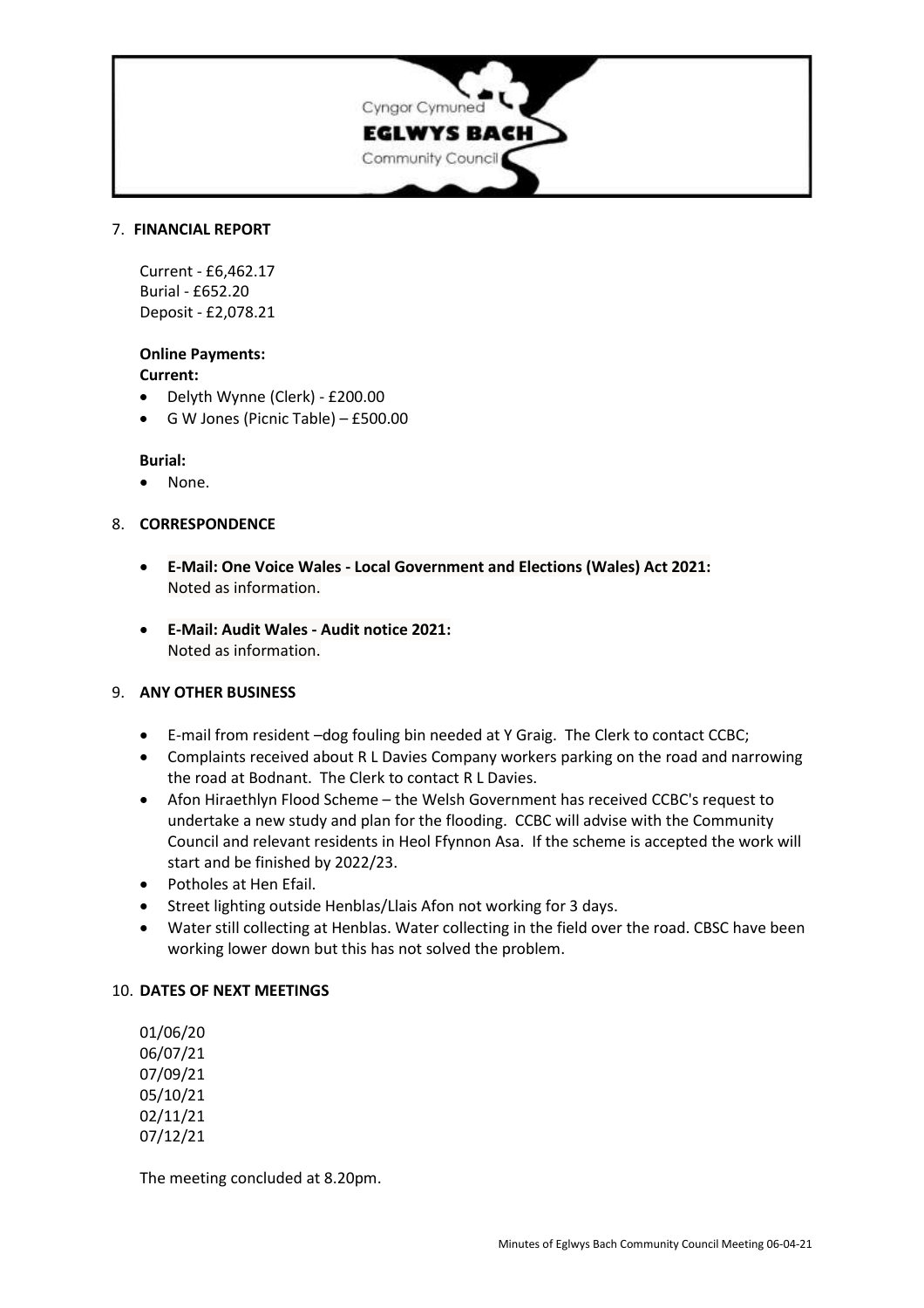7. **FINANCIAL REPORT**

   Current - £6,462.17
   Burial - £652.20
   Deposit - £2,078.21

   **Online Payments:**
   **Current:**
   - Delyth Wynne (Clerk) - £200.00
   - G W Jones (Picnic Table) – £500.00

   **Burial:**
   - None.

8. **CORRESPONDENCE**

   - **E-Mail: One Voice Wales - Local Government and Elections (Wales) Act 2021:** Noted as information.
   - **E-Mail: Audit Wales - Audit notice 2021:** Noted as information.

9. **ANY OTHER BUSINESS**

   - E-mail from resident –dog fouling bin needed at Y Graig. The Clerk to contact CCBC;
   - Complaints received about R L Davies Company workers parking on the road and narrowing the road at Bodnant. The Clerk to contact R L Davies.
   - Afon Hiraethlyn Flood Scheme – the Welsh Government has received CCBC's request to undertake a new study and plan for the flooding. CCBC will advise with the Community Council and relevant residents in Heol Ffynnon Asa. If the scheme is accepted the work will start and be finished by 2022/23.
   - Potholes at Hen Efail.
   - Street lighting outside Henblas/Llais Afon not working for 3 days.
   - Water still collecting at Henblas. Water collecting in the field over the road. CBSC have been working lower down but this has not solved the problem.

10. **DATES OF NEXT MEETINGS**

    01/06/20
    06/07/21
    07/09/21
    05/10/21
    02/11/21
    07/12/21

    The meeting concluded at 8.20pm.